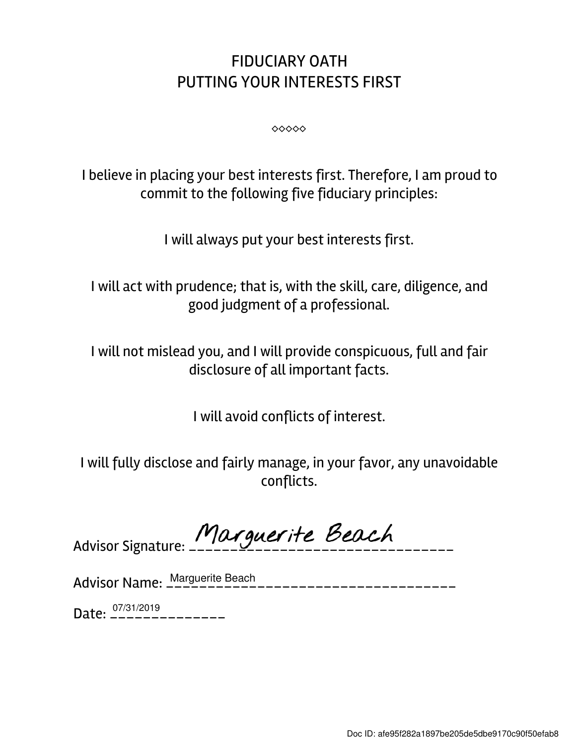# FIDUCIARY OATH
## PUTTING YOUR INTERESTS FIRST

◇◇◇◇◇

I believe in placing your best interests first. Therefore, I am proud to commit to the following five fiduciary principles:

I will always put your best interests first.

I will act with prudence; that is, with the skill, care, diligence, and good judgment of a professional.

I will not mislead you, and I will provide conspicuous, full and fair disclosure of all important facts.

I will avoid conflicts of interest.

I will fully disclose and fairly manage, in your favor, any unavoidable conflicts.

Advisor Signature: Marguerite Beach

Advisor Name: Marguerite Beach

Date: 07/31/2019

Doc ID: afe95f282a1897be205de5dbe9170c90f50efab8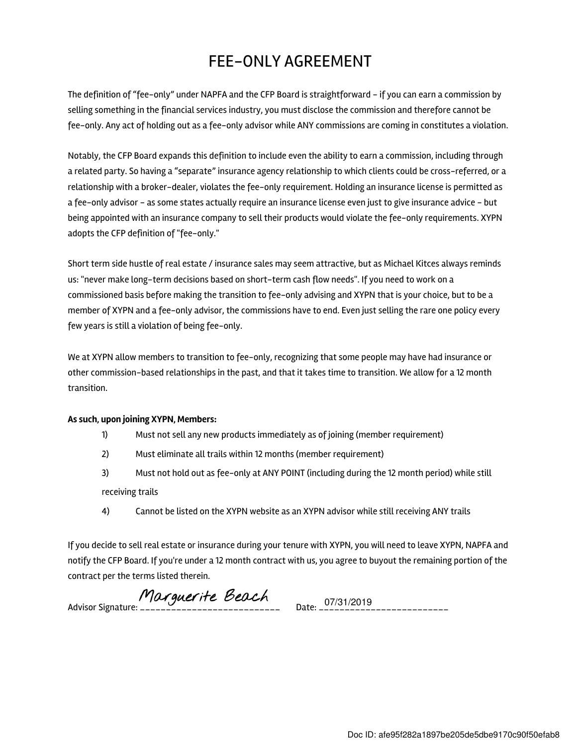# FEE-ONLY AGREEMENT

The definition of "fee-only" under NAPFA and the CFP Board is straightforward – if you can earn a commission by selling something in the financial services industry, you must disclose the commission and therefore cannot be fee-only. Any act of holding out as a fee-only advisor while ANY commissions are coming in constitutes a violation.

Notably, the CFP Board expands this definition to include even the ability to earn a commission, including through a related party. So having a "separate" insurance agency relationship to which clients could be cross-referred, or a relationship with a broker-dealer, violates the fee-only requirement. Holding an insurance license is permitted as a fee-only advisor – as some states actually require an insurance license even just to give insurance advice – but being appointed with an insurance company to sell their products would violate the fee-only requirements. XYPN adopts the CFP definition of "fee-only."

Short term side hustle of real estate / insurance sales may seem attractive, but as Michael Kitces always reminds us: "never make long-term decisions based on short-term cash flow needs". If you need to work on a commissioned basis before making the transition to fee-only advising and XYPN that is your choice, but to be a member of XYPN and a fee-only advisor, the commissions have to end. Even just selling the rare one policy every few years is still a violation of being fee-only.

We at XYPN allow members to transition to fee-only, recognizing that some people may have had insurance or other commission-based relationships in the past, and that it takes time to transition. We allow for a 12 month transition.

**As such, upon joining XYPN, Members:**

1) Must not sell any new products immediately as of joining (member requirement)
2) Must eliminate all trails within 12 months (member requirement)
3) Must not hold out as fee-only at ANY POINT (including during the 12 month period) while still receiving trails
4) Cannot be listed on the XYPN website as an XYPN advisor while still receiving ANY trails

If you decide to sell real estate or insurance during your tenure with XYPN, you will need to leave XYPN, NAPFA and notify the CFP Board. If you're under a 12 month contract with us, you agree to buyout the remaining portion of the contract per the terms listed therein.

Advisor Signature: Marguerite Beach     Date: 07/31/2019

Doc ID: afe95f282a1897be205de5dbe9170c90f50efab8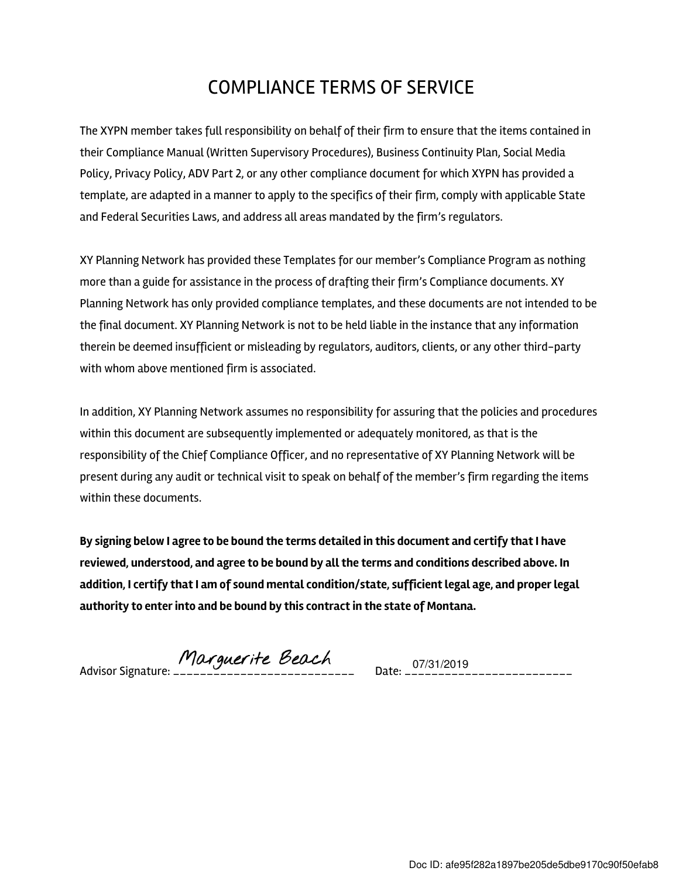# COMPLIANCE TERMS OF SERVICE

The XYPN member takes full responsibility on behalf of their firm to ensure that the items contained in their Compliance Manual (Written Supervisory Procedures), Business Continuity Plan, Social Media Policy, Privacy Policy, ADV Part 2, or any other compliance document for which XYPN has provided a template, are adapted in a manner to apply to the specifics of their firm, comply with applicable State and Federal Securities Laws, and address all areas mandated by the firm's regulators.

XY Planning Network has provided these Templates for our member's Compliance Program as nothing more than a guide for assistance in the process of drafting their firm's Compliance documents. XY Planning Network has only provided compliance templates, and these documents are not intended to be the final document. XY Planning Network is not to be held liable in the instance that any information therein be deemed insufficient or misleading by regulators, auditors, clients, or any other third-party with whom above mentioned firm is associated.

In addition, XY Planning Network assumes no responsibility for assuring that the policies and procedures within this document are subsequently implemented or adequately monitored, as that is the responsibility of the Chief Compliance Officer, and no representative of XY Planning Network will be present during any audit or technical visit to speak on behalf of the member's firm regarding the items within these documents.

**By signing below I agree to be bound the terms detailed in this document and certify that I have reviewed, understood, and agree to be bound by all the terms and conditions described above. In addition, I certify that I am of sound mental condition/state, sufficient legal age, and proper legal authority to enter into and be bound by this contract in the state of Montana.**

Advisor Signature: Marguerite Beach     Date: 07/31/2019

Doc ID: afe95f282a1897be205de5dbe9170c90f50efab8